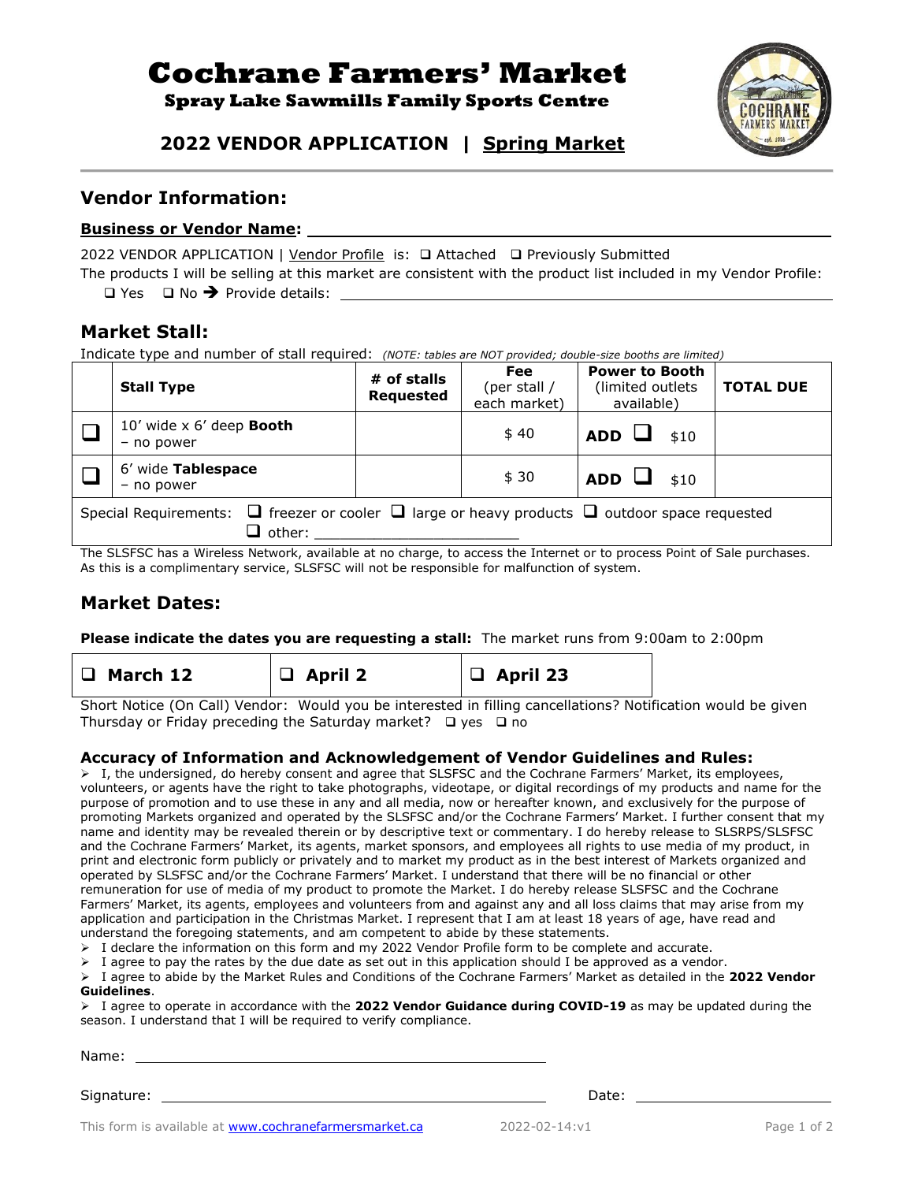# Cochrane Farmers' Market

**Spray Lake Sawmills Family Sports Centre**

## 2022 VENDOR APPLICATION | Spring Market

## Vendor Information:

**Business or Vendor Name:** ____________________

2022 VENDOR APPLICATION | Vendor Profile is: ❑ Attached ❑ Previously Submitted

The products I will be selling at this market are consistent with the product list included in my Vendor Profile:

❑ Yes ❑ No ➔ Provide details: ____________________

## Market Stall:

Indicate type and number of stall required: *(NOTE: tables are NOT provided; double-size booths are limited)*

| | Stall Type | # of stalls Requested | Fee (per stall / each market) | Power to Booth (limited outlets available) | TOTAL DUE |
|---|---|---|---|---|---|
| ❑ | 10' wide x 6' deep **Booth** – no power | | $ 40 | **ADD** ❑ $10 | |
| ❑ | 6' wide **Tablespace** – no power | | $ 30 | **ADD** ❑ $10 | |

Special Requirements: ❑ freezer or cooler ❑ large or heavy products ❑ outdoor space requested ❑ other: ____________________

The SLSFSC has a Wireless Network, available at no charge, to access the Internet or to process Point of Sale purchases. As this is a complimentary service, SLSFSC will not be responsible for malfunction of system.

## Market Dates:

**Please indicate the dates you are requesting a stall:** The market runs from 9:00am to 2:00pm

| ❑ **March 12** | ❑ **April 2** | ❑ **April 23** |
|---|---|---|

Short Notice (On Call) Vendor: Would you be interested in filling cancellations? Notification would be given Thursday or Friday preceding the Saturday market? ❑ yes ❑ no

### Accuracy of Information and Acknowledgement of Vendor Guidelines and Rules:

- I, the undersigned, do hereby consent and agree that SLSFSC and the Cochrane Farmers' Market, its employees, volunteers, or agents have the right to take photographs, videotape, or digital recordings of my products and name for the purpose of promotion and to use these in any and all media, now or hereafter known, and exclusively for the purpose of promoting Markets organized and operated by the SLSFSC and/or the Cochrane Farmers' Market. I further consent that my name and identity may be revealed therein or by descriptive text or commentary. I do hereby release to SLSRPS/SLSFSC and the Cochrane Farmers' Market, its agents, market sponsors, and employees all rights to use media of my product, in print and electronic form publicly or privately and to market my product as in the best interest of Markets organized and operated by SLSFSC and/or the Cochrane Farmers' Market. I understand that there will be no financial or other remuneration for use of media of my product to promote the Market. I do hereby release SLSFSC and the Cochrane Farmers' Market, its agents, employees and volunteers from and against any and all loss claims that may arise from my application and participation in the Christmas Market. I represent that I am at least 18 years of age, have read and understand the foregoing statements, and am competent to abide by these statements.
- I declare the information on this form and my 2022 Vendor Profile form to be complete and accurate.
- I agree to pay the rates by the due date as set out in this application should I be approved as a vendor.
- I agree to abide by the Market Rules and Conditions of the Cochrane Farmers' Market as detailed in the **2022 Vendor Guidelines**.
- I agree to operate in accordance with the **2022 Vendor Guidance during COVID-19** as may be updated during the season. I understand that I will be required to verify compliance.

Name: ____________________

Signature: ____________________ Date: ____________________

This form is available at www.cochranefarmersmarket.ca 2022-02-14:v1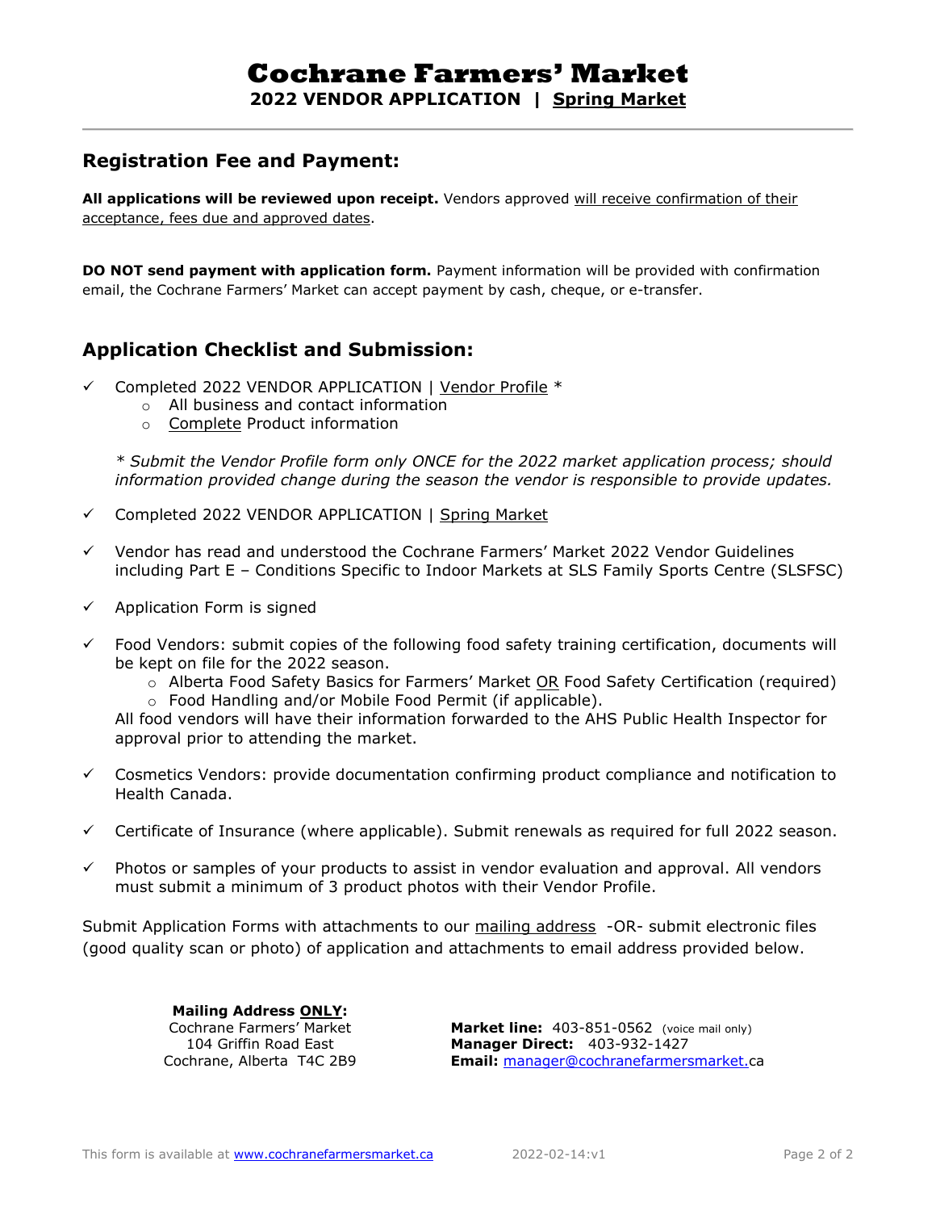# Cochrane Farmers' Market

**2022 VENDOR APPLICATION | Spring Market**

## Registration Fee and Payment:

**All applications will be reviewed upon receipt.** Vendors approved will receive confirmation of their acceptance, fees due and approved dates.

**DO NOT send payment with application form.** Payment information will be provided with confirmation email, the Cochrane Farmers' Market can accept payment by cash, cheque, or e-transfer.

## Application Checklist and Submission:

- ✓ Completed 2022 VENDOR APPLICATION | Vendor Profile *
  - All business and contact information
  - Complete Product information

  *\* Submit the Vendor Profile form only ONCE for the 2022 market application process; should information provided change during the season the vendor is responsible to provide updates.*

- ✓ Completed 2022 VENDOR APPLICATION | Spring Market
- ✓ Vendor has read and understood the Cochrane Farmers' Market 2022 Vendor Guidelines including Part E – Conditions Specific to Indoor Markets at SLS Family Sports Centre (SLSFSC)
- ✓ Application Form is signed
- ✓ Food Vendors: submit copies of the following food safety training certification, documents will be kept on file for the 2022 season.
  - Alberta Food Safety Basics for Farmers' Market OR Food Safety Certification (required)
  - Food Handling and/or Mobile Food Permit (if applicable).

  All food vendors will have their information forwarded to the AHS Public Health Inspector for approval prior to attending the market.
- ✓ Cosmetics Vendors: provide documentation confirming product compliance and notification to Health Canada.
- ✓ Certificate of Insurance (where applicable). Submit renewals as required for full 2022 season.
- ✓ Photos or samples of your products to assist in vendor evaluation and approval. All vendors must submit a minimum of 3 product photos with their Vendor Profile.

Submit Application Forms with attachments to our mailing address -OR- submit electronic files (good quality scan or photo) of application and attachments to email address provided below.

**Mailing Address ONLY:**
Cochrane Farmers' Market
104 Griffin Road East
Cochrane, Alberta T4C 2B9

**Market line:** 403-851-0562 (voice mail only)
**Manager Direct:** 403-932-1427
**Email:** manager@cochranefarmersmarket.ca

This form is available at www.cochranefarmersmarket.ca 2022-02-14:v1